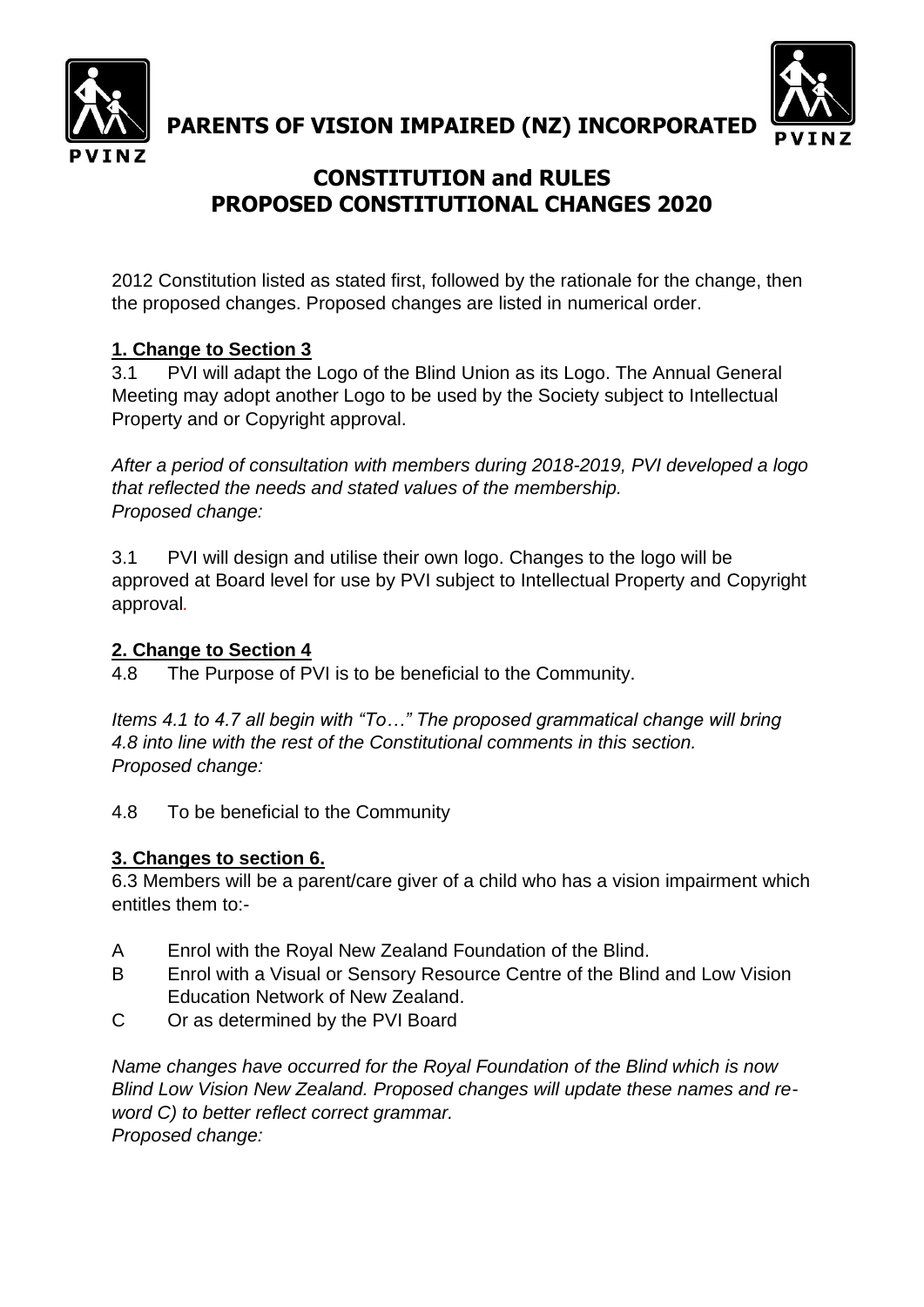# PARENTS OF VISION IMPAIRED (NZ) INCORPORATED

## CONSTITUTION and RULES
## PROPOSED CONSTITUTIONAL CHANGES 2020

2012 Constitution listed as stated first, followed by the rationale for the change, then the proposed changes. Proposed changes are listed in numerical order.

### 1. Change to Section 3

3.1 PVI will adapt the Logo of the Blind Union as its Logo. The Annual General Meeting may adopt another Logo to be used by the Society subject to Intellectual Property and or Copyright approval.

*After a period of consultation with members during 2018-2019, PVI developed a logo that reflected the needs and stated values of the membership.*
*Proposed change:*

3.1 PVI will design and utilise their own logo. Changes to the logo will be approved at Board level for use by PVI subject to Intellectual Property and Copyright approval.

### 2. Change to Section 4

4.8 The Purpose of PVI is to be beneficial to the Community.

*Items 4.1 to 4.7 all begin with "To…" The proposed grammatical change will bring 4.8 into line with the rest of the Constitutional comments in this section.*
*Proposed change:*

4.8 To be beneficial to the Community

### 3. Changes to section 6.

6.3 Members will be a parent/care giver of a child who has a vision impairment which entitles them to:-

- A Enrol with the Royal New Zealand Foundation of the Blind.
- B Enrol with a Visual or Sensory Resource Centre of the Blind and Low Vision Education Network of New Zealand.
- C Or as determined by the PVI Board

*Name changes have occurred for the Royal Foundation of the Blind which is now Blind Low Vision New Zealand. Proposed changes will update these names and re-word C) to better reflect correct grammar.*
*Proposed change:*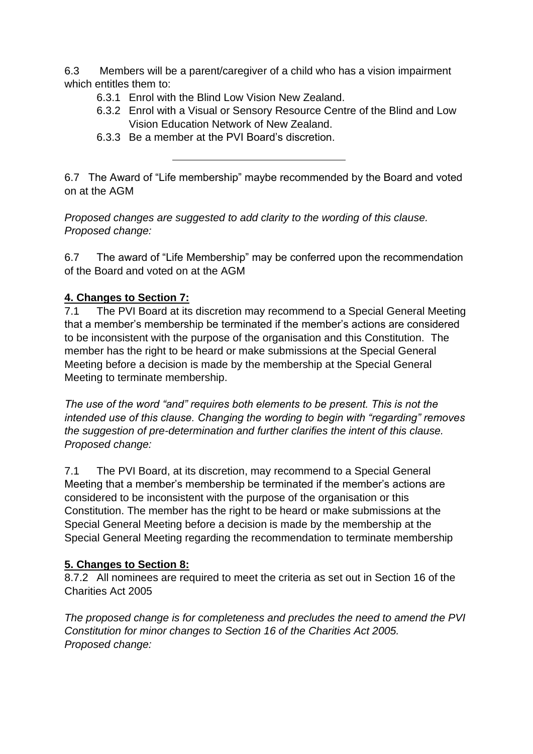6.3 Members will be a parent/caregiver of a child who has a vision impairment which entitles them to:

- 6.3.1 Enrol with the Blind Low Vision New Zealand.
- 6.3.2 Enrol with a Visual or Sensory Resource Centre of the Blind and Low Vision Education Network of New Zealand.
- 6.3.3 Be a member at the PVI Board's discretion.

---

6.7 The Award of "Life membership" maybe recommended by the Board and voted on at the AGM

*Proposed changes are suggested to add clarity to the wording of this clause.*
*Proposed change:*

6.7 The award of "Life Membership" may be conferred upon the recommendation of the Board and voted on at the AGM

**4. Changes to Section 7:**

7.1 The PVI Board at its discretion may recommend to a Special General Meeting that a member's membership be terminated if the member's actions are considered to be inconsistent with the purpose of the organisation and this Constitution. The member has the right to be heard or make submissions at the Special General Meeting before a decision is made by the membership at the Special General Meeting to terminate membership.

*The use of the word "and" requires both elements to be present. This is not the intended use of this clause. Changing the wording to begin with "regarding" removes the suggestion of pre-determination and further clarifies the intent of this clause.*
*Proposed change:*

7.1 The PVI Board, at its discretion, may recommend to a Special General Meeting that a member's membership be terminated if the member's actions are considered to be inconsistent with the purpose of the organisation or this Constitution. The member has the right to be heard or make submissions at the Special General Meeting before a decision is made by the membership at the Special General Meeting regarding the recommendation to terminate membership

**5. Changes to Section 8:**

8.7.2 All nominees are required to meet the criteria as set out in Section 16 of the Charities Act 2005

*The proposed change is for completeness and precludes the need to amend the PVI Constitution for minor changes to Section 16 of the Charities Act 2005.*
*Proposed change:*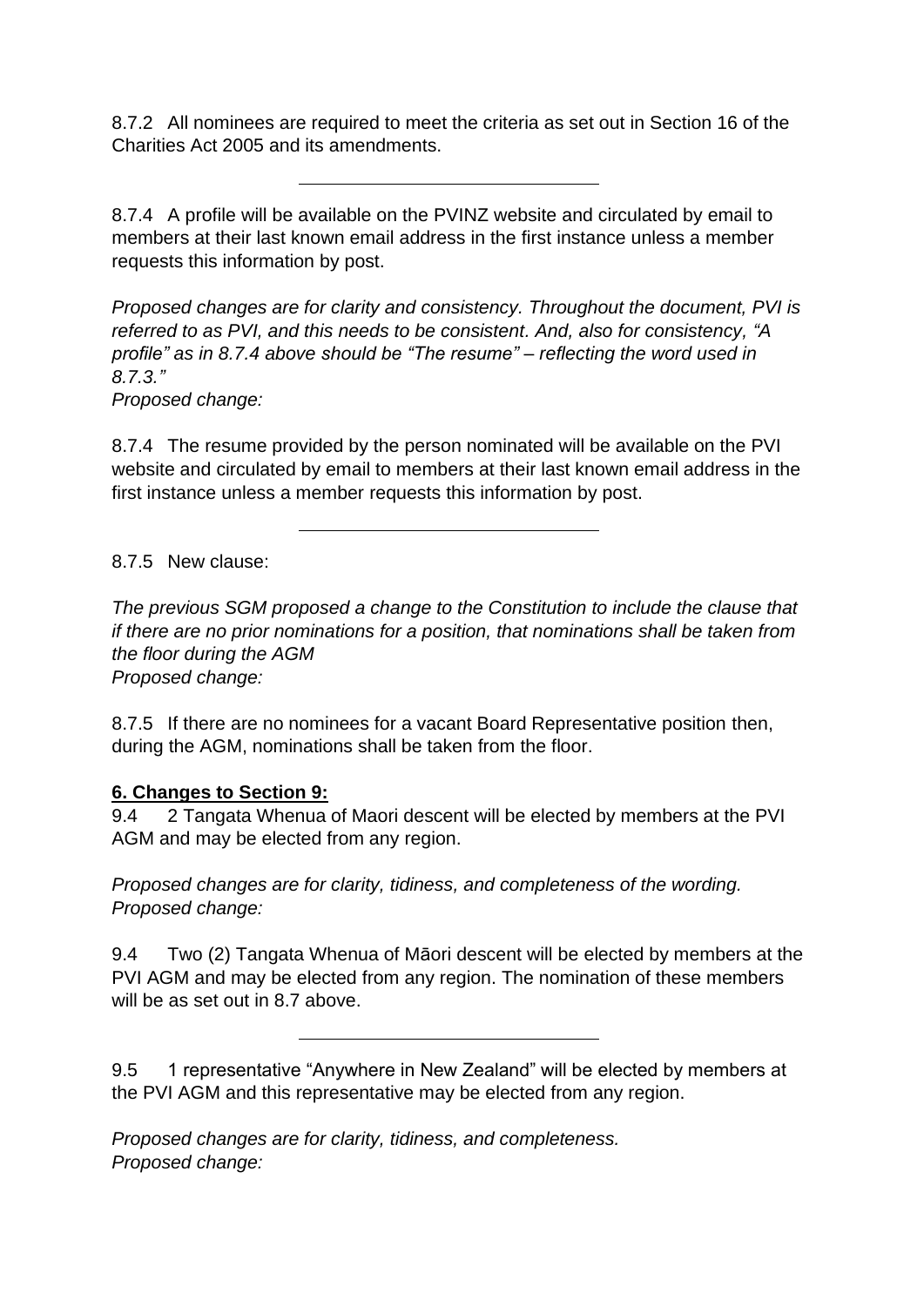8.7.2 All nominees are required to meet the criteria as set out in Section 16 of the Charities Act 2005 and its amendments.

---

8.7.4 A profile will be available on the PVINZ website and circulated by email to members at their last known email address in the first instance unless a member requests this information by post.

*Proposed changes are for clarity and consistency. Throughout the document, PVI is referred to as PVI, and this needs to be consistent. And, also for consistency, "A profile" as in 8.7.4 above should be "The resume" – reflecting the word used in 8.7.3."*
*Proposed change:*

8.7.4 The resume provided by the person nominated will be available on the PVI website and circulated by email to members at their last known email address in the first instance unless a member requests this information by post.

---

8.7.5 New clause:

*The previous SGM proposed a change to the Constitution to include the clause that if there are no prior nominations for a position, that nominations shall be taken from the floor during the AGM*
*Proposed change:*

8.7.5 If there are no nominees for a vacant Board Representative position then, during the AGM, nominations shall be taken from the floor.

**6. Changes to Section 9:**

9.4 2 Tangata Whenua of Maori descent will be elected by members at the PVI AGM and may be elected from any region.

*Proposed changes are for clarity, tidiness, and completeness of the wording.*
*Proposed change:*

9.4 Two (2) Tangata Whenua of Māori descent will be elected by members at the PVI AGM and may be elected from any region. The nomination of these members will be as set out in 8.7 above.

---

9.5 1 representative "Anywhere in New Zealand" will be elected by members at the PVI AGM and this representative may be elected from any region.

*Proposed changes are for clarity, tidiness, and completeness.*
*Proposed change:*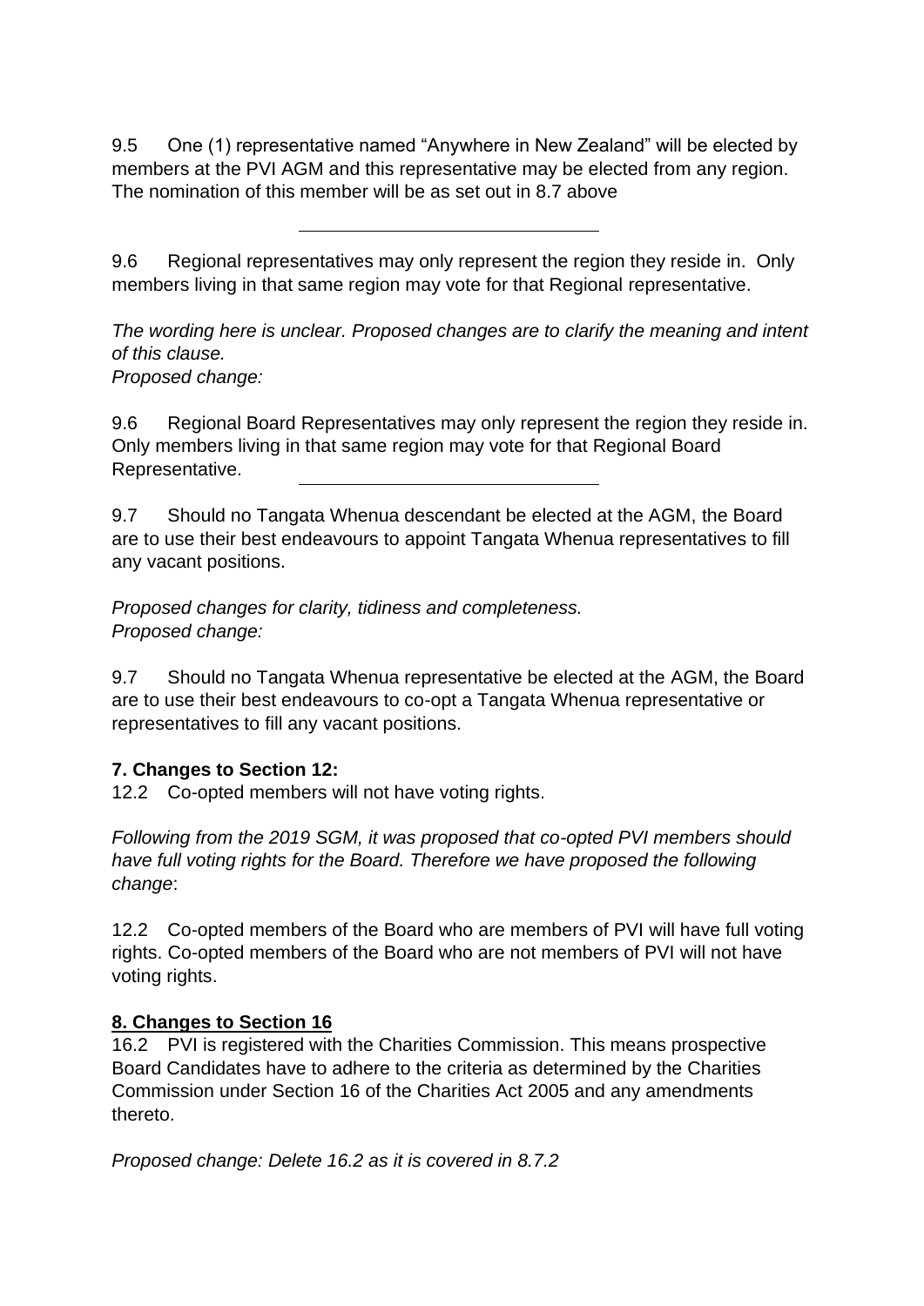9.5 One (1) representative named “Anywhere in New Zealand” will be elected by members at the PVI AGM and this representative may be elected from any region. The nomination of this member will be as set out in 8.7 above

---

9.6 Regional representatives may only represent the region they reside in. Only members living in that same region may vote for that Regional representative.

*The wording here is unclear. Proposed changes are to clarify the meaning and intent of this clause.*
*Proposed change:*

9.6 Regional Board Representatives may only represent the region they reside in. Only members living in that same region may vote for that Regional Board Representative.

---

9.7 Should no Tangata Whenua descendant be elected at the AGM, the Board are to use their best endeavours to appoint Tangata Whenua representatives to fill any vacant positions.

*Proposed changes for clarity, tidiness and completeness.*
*Proposed change:*

9.7 Should no Tangata Whenua representative be elected at the AGM, the Board are to use their best endeavours to co-opt a Tangata Whenua representative or representatives to fill any vacant positions.

**7. Changes to Section 12:**

12.2 Co-opted members will not have voting rights.

*Following from the 2019 SGM, it was proposed that co-opted PVI members should have full voting rights for the Board. Therefore we have proposed the following change*:

12.2 Co-opted members of the Board who are members of PVI will have full voting rights. Co-opted members of the Board who are not members of PVI will not have voting rights.

**8. Changes to Section 16**

16.2 PVI is registered with the Charities Commission. This means prospective Board Candidates have to adhere to the criteria as determined by the Charities Commission under Section 16 of the Charities Act 2005 and any amendments thereto.

*Proposed change: Delete 16.2 as it is covered in 8.7.2*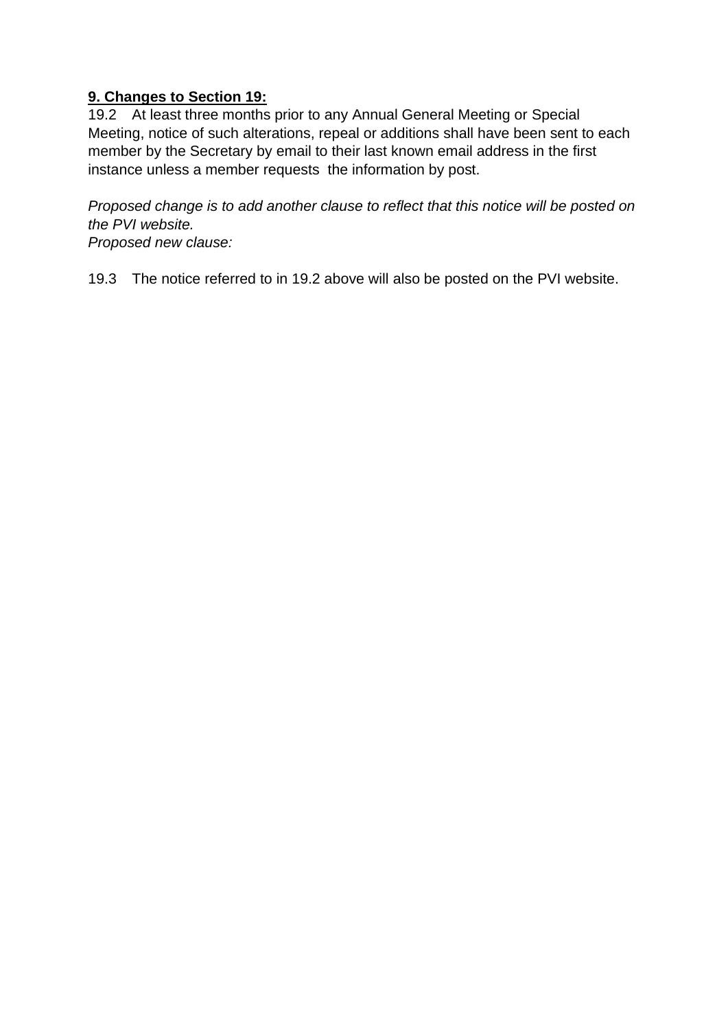**9. Changes to Section 19:**

19.2 At least three months prior to any Annual General Meeting or Special Meeting, notice of such alterations, repeal or additions shall have been sent to each member by the Secretary by email to their last known email address in the first instance unless a member requests the information by post.

*Proposed change is to add another clause to reflect that this notice will be posted on the PVI website.*
*Proposed new clause:*

19.3 The notice referred to in 19.2 above will also be posted on the PVI website.